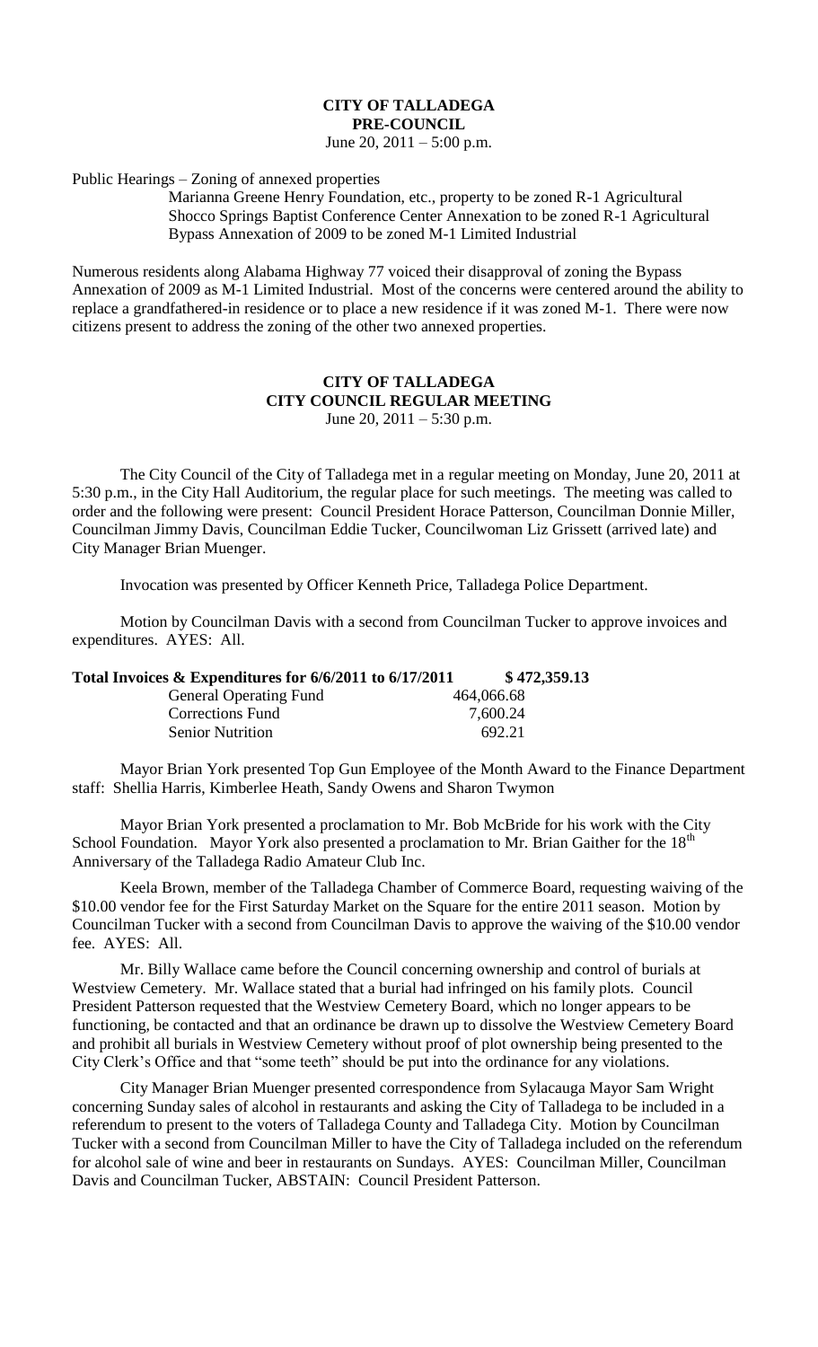# CITY OF TALLADEGA
## PRE-COUNCIL

June 20, 2011 – 5:00 p.m.

Public Hearings – Zoning of annexed properties

Marianna Greene Henry Foundation, etc., property to be zoned R-1 Agricultural
Shocco Springs Baptist Conference Center Annexation to be zoned R-1 Agricultural
Bypass Annexation of 2009 to be zoned M-1 Limited Industrial

Numerous residents along Alabama Highway 77 voiced their disapproval of zoning the Bypass Annexation of 2009 as M-1 Limited Industrial. Most of the concerns were centered around the ability to replace a grandfathered-in residence or to place a new residence if it was zoned M-1. There were now citizens present to address the zoning of the other two annexed properties.

# CITY OF TALLADEGA
## CITY COUNCIL REGULAR MEETING

June 20, 2011 – 5:30 p.m.

The City Council of the City of Talladega met in a regular meeting on Monday, June 20, 2011 at 5:30 p.m., in the City Hall Auditorium, the regular place for such meetings. The meeting was called to order and the following were present: Council President Horace Patterson, Councilman Donnie Miller, Councilman Jimmy Davis, Councilman Eddie Tucker, Councilwoman Liz Grissett (arrived late) and City Manager Brian Muenger.

Invocation was presented by Officer Kenneth Price, Talladega Police Department.

Motion by Councilman Davis with a second from Councilman Tucker to approve invoices and expenditures. AYES: All.

| **Total Invoices & Expenditures for 6/6/2011 to 6/17/2011** | | **$ 472,359.13** |
|---|---|---|
| General Operating Fund | 464,066.68 | |
| Corrections Fund | 7,600.24 | |
| Senior Nutrition | 692.21 | |

Mayor Brian York presented Top Gun Employee of the Month Award to the Finance Department staff: Shellia Harris, Kimberlee Heath, Sandy Owens and Sharon Twymon

Mayor Brian York presented a proclamation to Mr. Bob McBride for his work with the City School Foundation. Mayor York also presented a proclamation to Mr. Brian Gaither for the 18th Anniversary of the Talladega Radio Amateur Club Inc.

Keela Brown, member of the Talladega Chamber of Commerce Board, requesting waiving of the $10.00 vendor fee for the First Saturday Market on the Square for the entire 2011 season. Motion by Councilman Tucker with a second from Councilman Davis to approve the waiving of the $10.00 vendor fee. AYES: All.

Mr. Billy Wallace came before the Council concerning ownership and control of burials at Westview Cemetery. Mr. Wallace stated that a burial had infringed on his family plots. Council President Patterson requested that the Westview Cemetery Board, which no longer appears to be functioning, be contacted and that an ordinance be drawn up to dissolve the Westview Cemetery Board and prohibit all burials in Westview Cemetery without proof of plot ownership being presented to the City Clerk's Office and that "some teeth" should be put into the ordinance for any violations.

City Manager Brian Muenger presented correspondence from Sylacauga Mayor Sam Wright concerning Sunday sales of alcohol in restaurants and asking the City of Talladega to be included in a referendum to present to the voters of Talladega County and Talladega City. Motion by Councilman Tucker with a second from Councilman Miller to have the City of Talladega included on the referendum for alcohol sale of wine and beer in restaurants on Sundays. AYES: Councilman Miller, Councilman Davis and Councilman Tucker, ABSTAIN: Council President Patterson.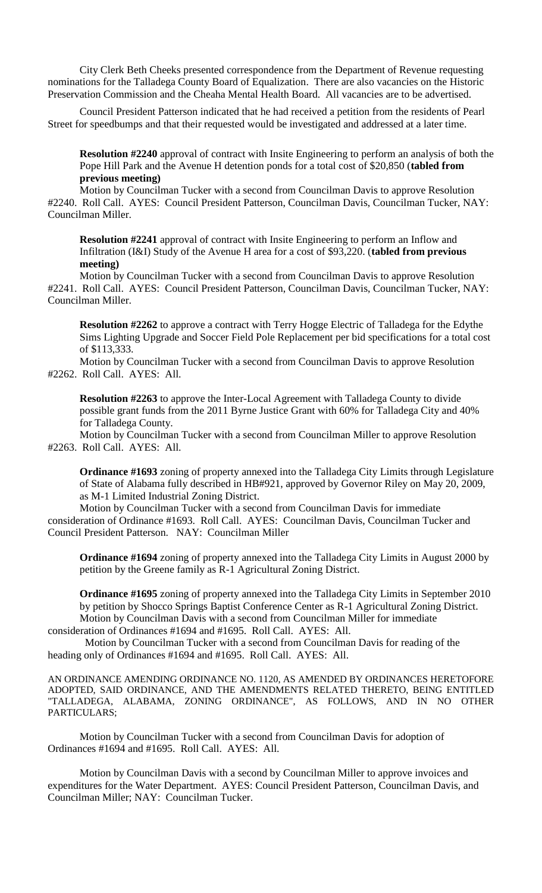City Clerk Beth Cheeks presented correspondence from the Department of Revenue requesting nominations for the Talladega County Board of Equalization. There are also vacancies on the Historic Preservation Commission and the Cheaha Mental Health Board. All vacancies are to be advertised.

Council President Patterson indicated that he had received a petition from the residents of Pearl Street for speedbumps and that their requested would be investigated and addressed at a later time.

**Resolution #2240** approval of contract with Insite Engineering to perform an analysis of both the Pope Hill Park and the Avenue H detention ponds for a total cost of $20,850 (**tabled from previous meeting)**

Motion by Councilman Tucker with a second from Councilman Davis to approve Resolution #2240. Roll Call. AYES: Council President Patterson, Councilman Davis, Councilman Tucker, NAY: Councilman Miller.

**Resolution #2241** approval of contract with Insite Engineering to perform an Inflow and Infiltration (I&I) Study of the Avenue H area for a cost of $93,220. (**tabled from previous meeting)**

Motion by Councilman Tucker with a second from Councilman Davis to approve Resolution #2241. Roll Call. AYES: Council President Patterson, Councilman Davis, Councilman Tucker, NAY: Councilman Miller.

**Resolution #2262** to approve a contract with Terry Hogge Electric of Talladega for the Edythe Sims Lighting Upgrade and Soccer Field Pole Replacement per bid specifications for a total cost of $113,333.

Motion by Councilman Tucker with a second from Councilman Davis to approve Resolution #2262. Roll Call. AYES: All.

**Resolution #2263** to approve the Inter-Local Agreement with Talladega County to divide possible grant funds from the 2011 Byrne Justice Grant with 60% for Talladega City and 40% for Talladega County.

Motion by Councilman Tucker with a second from Councilman Miller to approve Resolution #2263. Roll Call. AYES: All.

**Ordinance #1693** zoning of property annexed into the Talladega City Limits through Legislature of State of Alabama fully described in HB#921, approved by Governor Riley on May 20, 2009, as M-1 Limited Industrial Zoning District.

Motion by Councilman Tucker with a second from Councilman Davis for immediate consideration of Ordinance #1693. Roll Call. AYES: Councilman Davis, Councilman Tucker and Council President Patterson. NAY: Councilman Miller

**Ordinance #1694** zoning of property annexed into the Talladega City Limits in August 2000 by petition by the Greene family as R-1 Agricultural Zoning District.

**Ordinance #1695** zoning of property annexed into the Talladega City Limits in September 2010 by petition by Shocco Springs Baptist Conference Center as R-1 Agricultural Zoning District.

Motion by Councilman Davis with a second from Councilman Miller for immediate consideration of Ordinances #1694 and #1695. Roll Call. AYES: All.

Motion by Councilman Tucker with a second from Councilman Davis for reading of the heading only of Ordinances #1694 and #1695. Roll Call. AYES: All.

AN ORDINANCE AMENDING ORDINANCE NO. 1120, AS AMENDED BY ORDINANCES HERETOFORE ADOPTED, SAID ORDINANCE, AND THE AMENDMENTS RELATED THERETO, BEING ENTITLED "TALLADEGA, ALABAMA, ZONING ORDINANCE", AS FOLLOWS, AND IN NO OTHER PARTICULARS;

Motion by Councilman Tucker with a second from Councilman Davis for adoption of Ordinances #1694 and #1695. Roll Call. AYES: All.

Motion by Councilman Davis with a second by Councilman Miller to approve invoices and expenditures for the Water Department. AYES: Council President Patterson, Councilman Davis, and Councilman Miller; NAY: Councilman Tucker.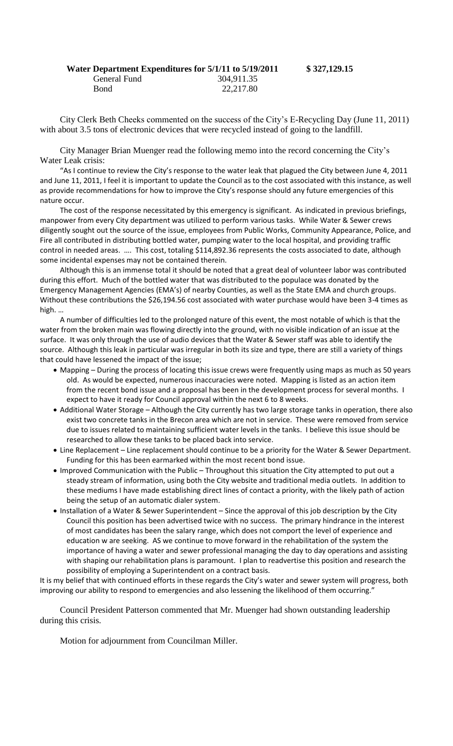**Water Department Expenditures for 5/1/11 to 5/19/2011 $ 327,129.15**

| | |
|---|---|
| General Fund | 304,911.35 |
| Bond | 22,217.80 |

City Clerk Beth Cheeks commented on the success of the City's E-Recycling Day (June 11, 2011) with about 3.5 tons of electronic devices that were recycled instead of going to the landfill.

City Manager Brian Muenger read the following memo into the record concerning the City's Water Leak crisis:

"As I continue to review the City's response to the water leak that plagued the City between June 4, 2011 and June 11, 2011, I feel it is important to update the Council as to the cost associated with this instance, as well as provide recommendations for how to improve the City's response should any future emergencies of this nature occur.

The cost of the response necessitated by this emergency is significant. As indicated in previous briefings, manpower from every City department was utilized to perform various tasks. While Water & Sewer crews diligently sought out the source of the issue, employees from Public Works, Community Appearance, Police, and Fire all contributed in distributing bottled water, pumping water to the local hospital, and providing traffic control in needed areas. …. This cost, totaling $114,892.36 represents the costs associated to date, although some incidental expenses may not be contained therein.

Although this is an immense total it should be noted that a great deal of volunteer labor was contributed during this effort. Much of the bottled water that was distributed to the populace was donated by the Emergency Management Agencies (EMA's) of nearby Counties, as well as the State EMA and church groups. Without these contributions the $26,194.56 cost associated with water purchase would have been 3-4 times as high. …

A number of difficulties led to the prolonged nature of this event, the most notable of which is that the water from the broken main was flowing directly into the ground, with no visible indication of an issue at the surface. It was only through the use of audio devices that the Water & Sewer staff was able to identify the source. Although this leak in particular was irregular in both its size and type, there are still a variety of things that could have lessened the impact of the issue;

- Mapping – During the process of locating this issue crews were frequently using maps as much as 50 years old. As would be expected, numerous inaccuracies were noted. Mapping is listed as an action item from the recent bond issue and a proposal has been in the development process for several months. I expect to have it ready for Council approval within the next 6 to 8 weeks.
- Additional Water Storage – Although the City currently has two large storage tanks in operation, there also exist two concrete tanks in the Brecon area which are not in service. These were removed from service due to issues related to maintaining sufficient water levels in the tanks. I believe this issue should be researched to allow these tanks to be placed back into service.
- Line Replacement – Line replacement should continue to be a priority for the Water & Sewer Department. Funding for this has been earmarked within the most recent bond issue.
- Improved Communication with the Public – Throughout this situation the City attempted to put out a steady stream of information, using both the City website and traditional media outlets. In addition to these mediums I have made establishing direct lines of contact a priority, with the likely path of action being the setup of an automatic dialer system.
- Installation of a Water & Sewer Superintendent – Since the approval of this job description by the City Council this position has been advertised twice with no success. The primary hindrance in the interest of most candidates has been the salary range, which does not comport the level of experience and education w are seeking. AS we continue to move forward in the rehabilitation of the system the importance of having a water and sewer professional managing the day to day operations and assisting with shaping our rehabilitation plans is paramount. I plan to readvertise this position and research the possibility of employing a Superintendent on a contract basis.

It is my belief that with continued efforts in these regards the City's water and sewer system will progress, both improving our ability to respond to emergencies and also lessening the likelihood of them occurring."

Council President Patterson commented that Mr. Muenger had shown outstanding leadership during this crisis.

Motion for adjournment from Councilman Miller.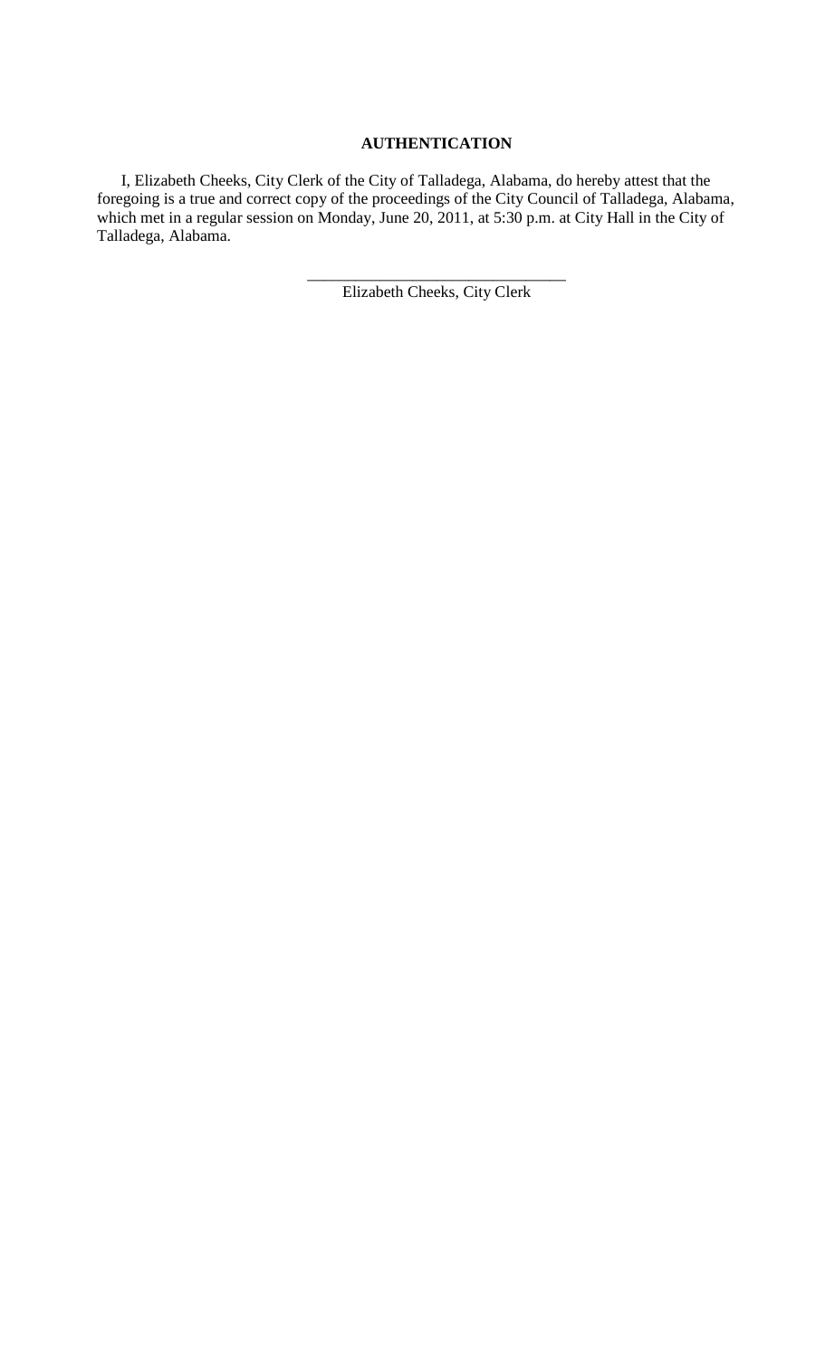**AUTHENTICATION**

I, Elizabeth Cheeks, City Clerk of the City of Talladega, Alabama, do hereby attest that the foregoing is a true and correct copy of the proceedings of the City Council of Talladega, Alabama, which met in a regular session on Monday, June 20, 2011, at 5:30 p.m. at City Hall in the City of Talladega, Alabama.

\_\_\_\_\_\_\_\_\_\_\_\_\_\_\_\_\_\_\_\_\_\_\_\_\_\_\_\_\_\_\_\_

Elizabeth Cheeks, City Clerk